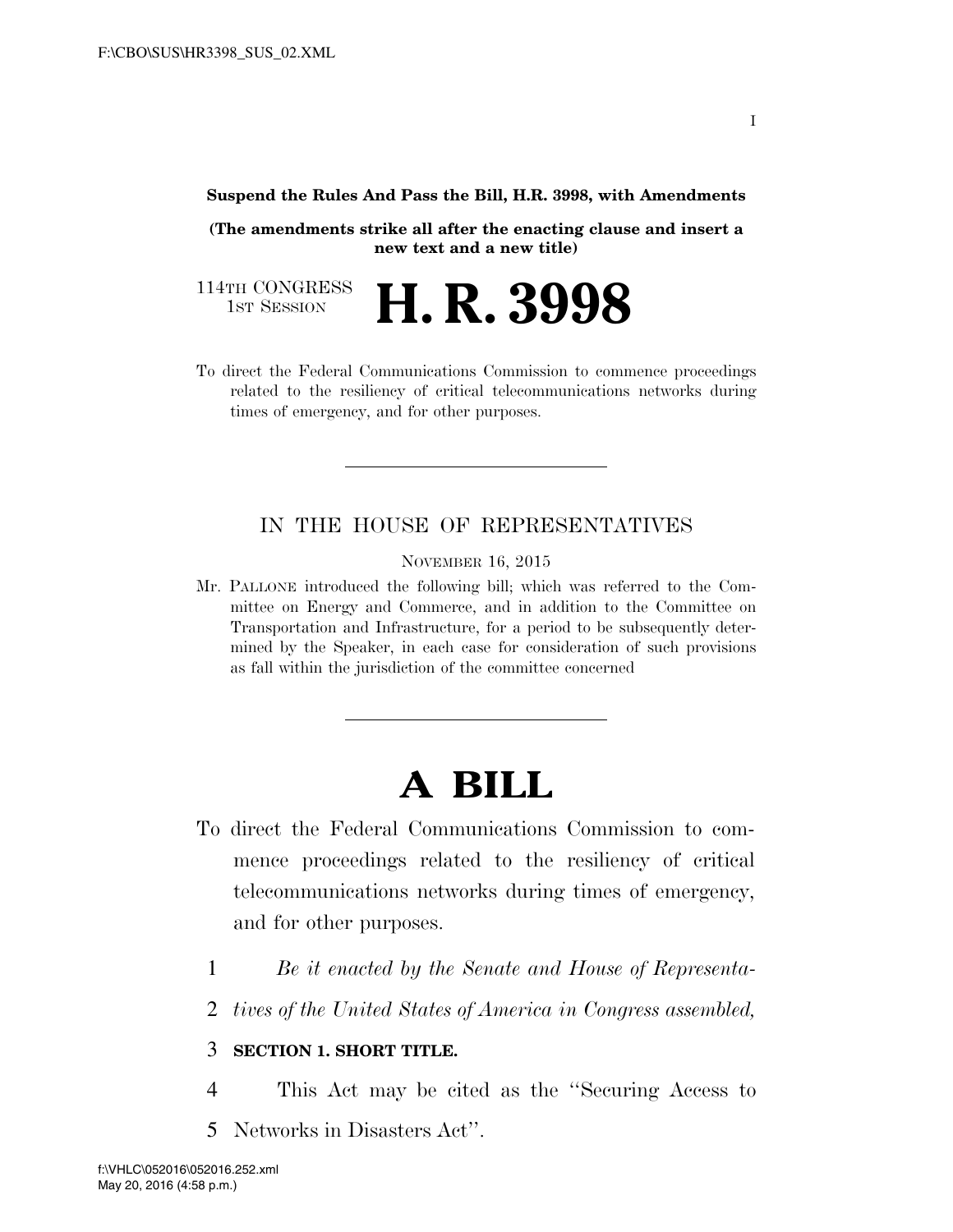**Suspend the Rules And Pass the Bill, H.R. 3998, with Amendments**

**(The amendments strike all after the enacting clause and insert a new text and a new title)**

114TH CONGRESS
1ST SESSION

# H. R. 3998

To direct the Federal Communications Commission to commence proceedings related to the resiliency of critical telecommunications networks during times of emergency, and for other purposes.

---

IN THE HOUSE OF REPRESENTATIVES

NOVEMBER 16, 2015

Mr. PALLONE introduced the following bill; which was referred to the Committee on Energy and Commerce, and in addition to the Committee on Transportation and Infrastructure, for a period to be subsequently determined by the Speaker, in each case for consideration of such provisions as fall within the jurisdiction of the committee concerned

---

# A BILL

To direct the Federal Communications Commission to commence proceedings related to the resiliency of critical telecommunications networks during times of emergency, and for other purposes.

1 *Be it enacted by the Senate and House of Representa-*
2 *tives of the United States of America in Congress assembled,*

3 **SECTION 1. SHORT TITLE.**

4 This Act may be cited as the ''Securing Access to
5 Networks in Disasters Act''.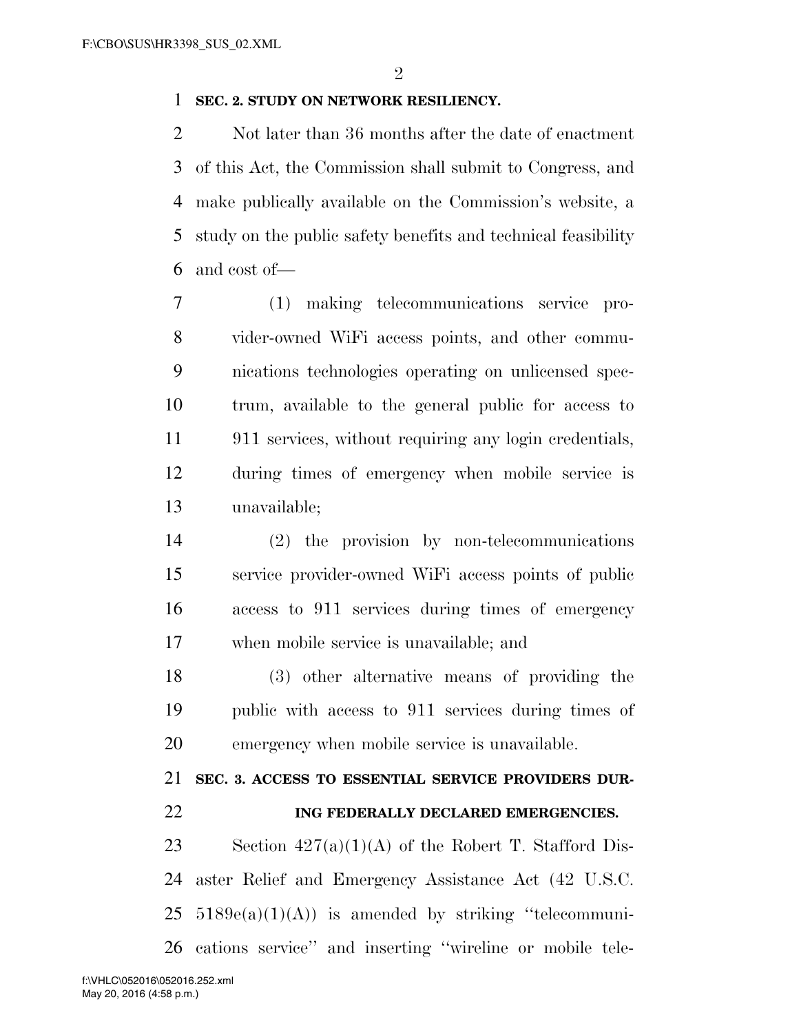**SEC. 2. STUDY ON NETWORK RESILIENCY.**

Not later than 36 months after the date of enactment of this Act, the Commission shall submit to Congress, and make publically available on the Commission's website, a study on the public safety benefits and technical feasibility and cost of—

(1) making telecommunications service provider-owned WiFi access points, and other communications technologies operating on unlicensed spectrum, available to the general public for access to 911 services, without requiring any login credentials, during times of emergency when mobile service is unavailable;

(2) the provision by non-telecommunications service provider-owned WiFi access points of public access to 911 services during times of emergency when mobile service is unavailable; and

(3) other alternative means of providing the public with access to 911 services during times of emergency when mobile service is unavailable.

**SEC. 3. ACCESS TO ESSENTIAL SERVICE PROVIDERS DURING FEDERALLY DECLARED EMERGENCIES.**

Section 427(a)(1)(A) of the Robert T. Stafford Disaster Relief and Emergency Assistance Act (42 U.S.C. 5189e(a)(1)(A)) is amended by striking ''telecommunications service'' and inserting ''wireline or mobile tele-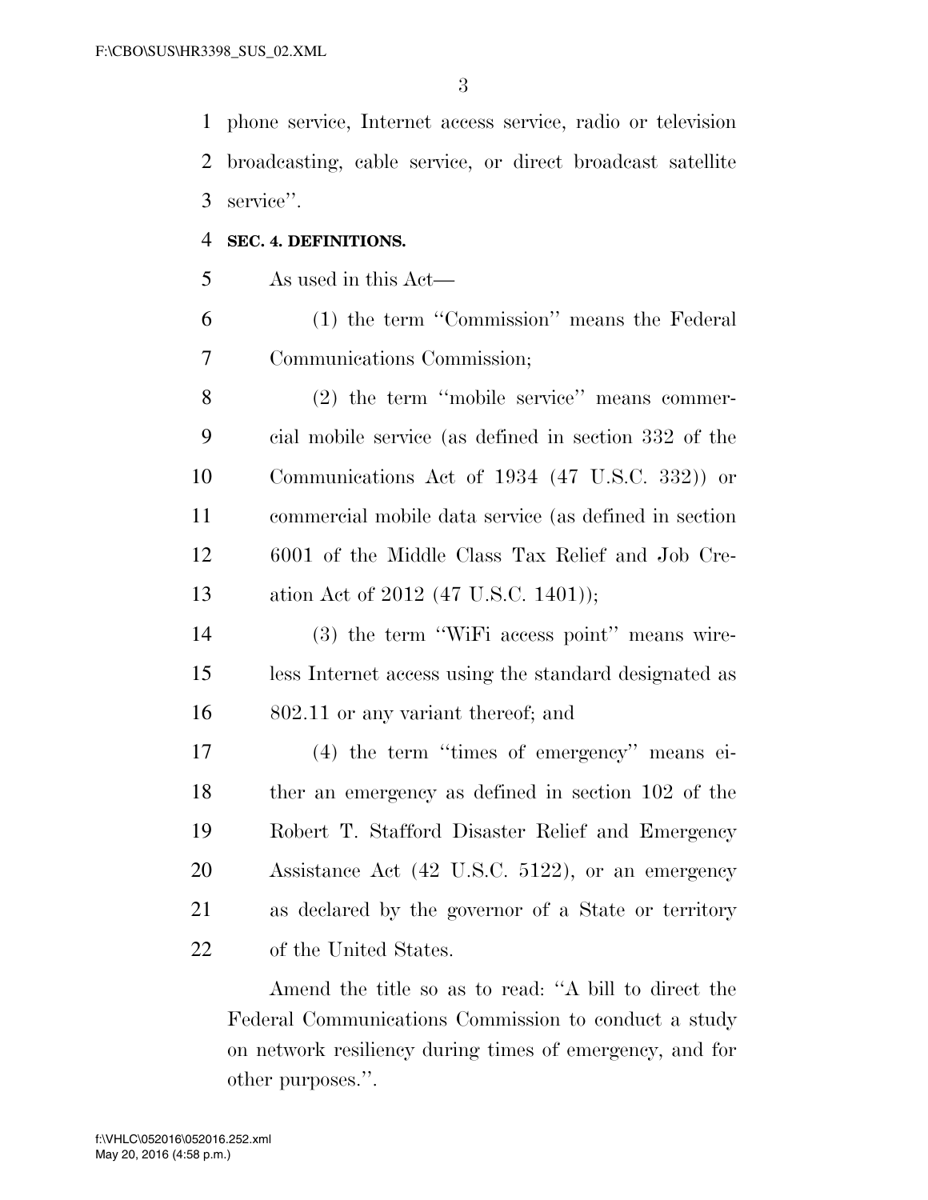phone service, Internet access service, radio or television broadcasting, cable service, or direct broadcast satellite service''.

**SEC. 4. DEFINITIONS.**

As used in this Act—

(1) the term ''Commission'' means the Federal Communications Commission;

(2) the term ''mobile service'' means commercial mobile service (as defined in section 332 of the Communications Act of 1934 (47 U.S.C. 332)) or commercial mobile data service (as defined in section 6001 of the Middle Class Tax Relief and Job Creation Act of 2012 (47 U.S.C. 1401));

(3) the term ''WiFi access point'' means wireless Internet access using the standard designated as 802.11 or any variant thereof; and

(4) the term ''times of emergency'' means either an emergency as defined in section 102 of the Robert T. Stafford Disaster Relief and Emergency Assistance Act (42 U.S.C. 5122), or an emergency as declared by the governor of a State or territory of the United States.

Amend the title so as to read: ''A bill to direct the Federal Communications Commission to conduct a study on network resiliency during times of emergency, and for other purposes.''.